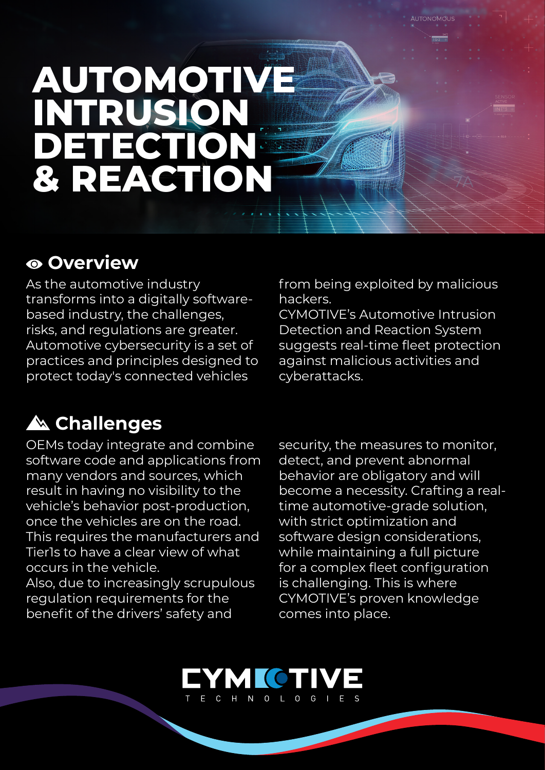# AUTOMOTIVE INTRUSION DETECTION & REACTION

## Overview

As the automotive industry transforms into a digitally software-based industry, the challenges, risks, and regulations are greater. Automotive cybersecurity is a set of practices and principles designed to protect today's connected vehicles from being exploited by malicious hackers.
CYMOTIVE's Automotive Intrusion Detection and Reaction System suggests real-time fleet protection against malicious activities and cyberattacks.

## Challenges

OEMs today integrate and combine software code and applications from many vendors and sources, which result in having no visibility to the vehicle's behavior post-production, once the vehicles are on the road. This requires the manufacturers and Tier1s to have a clear view of what occurs in the vehicle.
Also, due to increasingly scrupulous regulation requirements for the benefit of the drivers' safety and security, the measures to monitor, detect, and prevent abnormal behavior are obligatory and will become a necessity. Crafting a real-time automotive-grade solution, with strict optimization and software design considerations, while maintaining a full picture for a complex fleet configuration is challenging. This is where CYMOTIVE's proven knowledge comes into place.

CYMOTIVE TECHNOLOGIES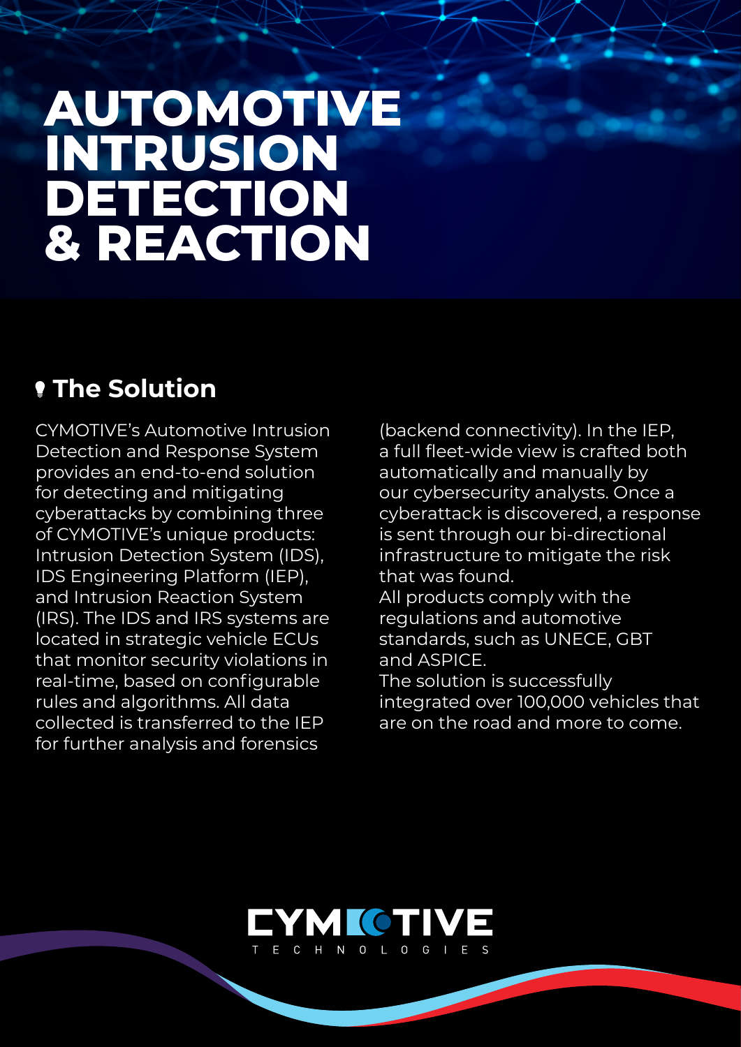# AUTOMOTIVE INTRUSION DETECTION & REACTION

## The Solution

CYMOTIVE's Automotive Intrusion Detection and Response System provides an end-to-end solution for detecting and mitigating cyberattacks by combining three of CYMOTIVE's unique products: Intrusion Detection System (IDS), IDS Engineering Platform (IEP), and Intrusion Reaction System (IRS). The IDS and IRS systems are located in strategic vehicle ECUs that monitor security violations in real-time, based on configurable rules and algorithms. All data collected is transferred to the IEP for further analysis and forensics (backend connectivity). In the IEP, a full fleet-wide view is crafted both automatically and manually by our cybersecurity analysts. Once a cyberattack is discovered, a response is sent through our bi-directional infrastructure to mitigate the risk that was found.

All products comply with the regulations and automotive standards, such as UNECE, GBT and ASPICE.

The solution is successfully integrated over 100,000 vehicles that are on the road and more to come.

CYMOTIVE TECHNOLOGIES